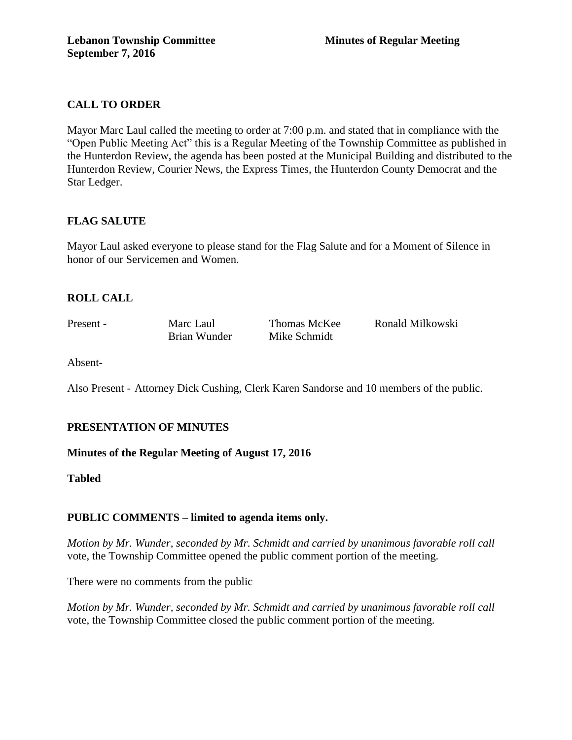**Lebanon Township Committee** **Minutes of Regular Meeting**
**September 7, 2016**

## CALL TO ORDER

Mayor Marc Laul called the meeting to order at 7:00 p.m. and stated that in compliance with the "Open Public Meeting Act" this is a Regular Meeting of the Township Committee as published in the Hunterdon Review, the agenda has been posted at the Municipal Building and distributed to the Hunterdon Review, Courier News, the Express Times, the Hunterdon County Democrat and the Star Ledger.

## FLAG SALUTE

Mayor Laul asked everyone to please stand for the Flag Salute and for a Moment of Silence in honor of our Servicemen and Women.

## ROLL CALL

| Present - | Marc Laul | Thomas McKee | Ronald Milkowski |
|---|---|---|---|
| | Brian Wunder | Mike Schmidt | |

Absent-

Also Present - Attorney Dick Cushing, Clerk Karen Sandorse and 10 members of the public.

## PRESENTATION OF MINUTES

**Minutes of the Regular Meeting of August 17, 2016**

**Tabled**

## PUBLIC COMMENTS – limited to agenda items only.

*Motion by Mr. Wunder, seconded by Mr. Schmidt and carried by unanimous favorable roll call* vote, the Township Committee opened the public comment portion of the meeting.

There were no comments from the public

*Motion by Mr. Wunder, seconded by Mr. Schmidt and carried by unanimous favorable roll call* vote, the Township Committee closed the public comment portion of the meeting.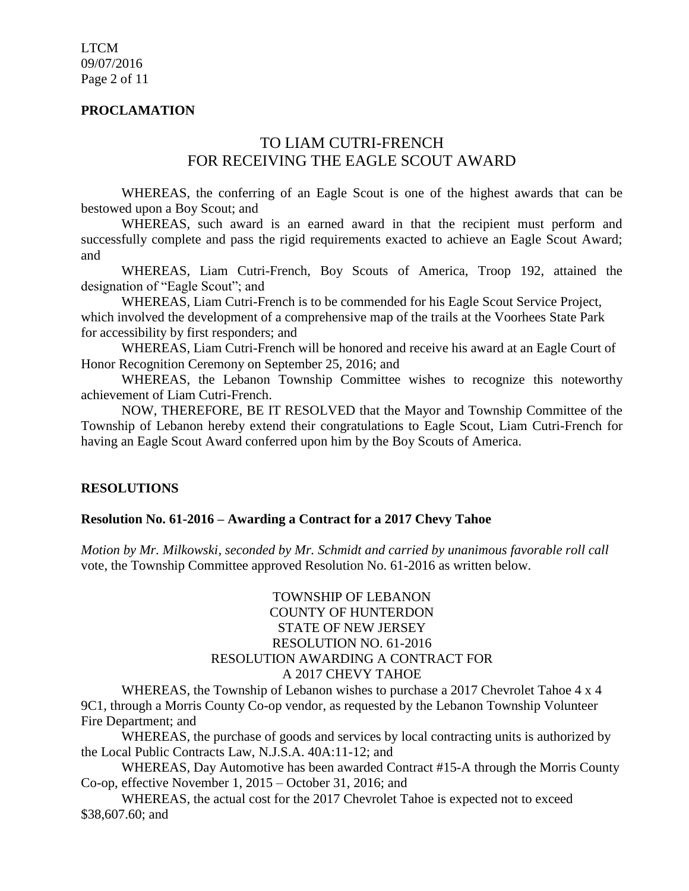**PROCLAMATION**

TO LIAM CUTRI-FRENCH
FOR RECEIVING THE EAGLE SCOUT AWARD

WHEREAS, the conferring of an Eagle Scout is one of the highest awards that can be bestowed upon a Boy Scout; and

WHEREAS, such award is an earned award in that the recipient must perform and successfully complete and pass the rigid requirements exacted to achieve an Eagle Scout Award; and

WHEREAS, Liam Cutri-French, Boy Scouts of America, Troop 192, attained the designation of "Eagle Scout"; and

WHEREAS, Liam Cutri-French is to be commended for his Eagle Scout Service Project, which involved the development of a comprehensive map of the trails at the Voorhees State Park for accessibility by first responders; and

WHEREAS, Liam Cutri-French will be honored and receive his award at an Eagle Court of Honor Recognition Ceremony on September 25, 2016; and

WHEREAS, the Lebanon Township Committee wishes to recognize this noteworthy achievement of Liam Cutri-French.

NOW, THEREFORE, BE IT RESOLVED that the Mayor and Township Committee of the Township of Lebanon hereby extend their congratulations to Eagle Scout, Liam Cutri-French for having an Eagle Scout Award conferred upon him by the Boy Scouts of America.

**RESOLUTIONS**

**Resolution No. 61-2016 – Awarding a Contract for a 2017 Chevy Tahoe**

*Motion by Mr. Milkowski, seconded by Mr. Schmidt and carried by unanimous favorable roll call* vote, the Township Committee approved Resolution No. 61-2016 as written below.

TOWNSHIP OF LEBANON
COUNTY OF HUNTERDON
STATE OF NEW JERSEY
RESOLUTION NO. 61-2016
RESOLUTION AWARDING A CONTRACT FOR
A 2017 CHEVY TAHOE

WHEREAS, the Township of Lebanon wishes to purchase a 2017 Chevrolet Tahoe 4 x 4 9C1, through a Morris County Co-op vendor, as requested by the Lebanon Township Volunteer Fire Department; and

WHEREAS, the purchase of goods and services by local contracting units is authorized by the Local Public Contracts Law, N.J.S.A. 40A:11-12; and

WHEREAS, Day Automotive has been awarded Contract #15-A through the Morris County Co-op, effective November 1, 2015 – October 31, 2016; and

WHEREAS, the actual cost for the 2017 Chevrolet Tahoe is expected not to exceed $38,607.60; and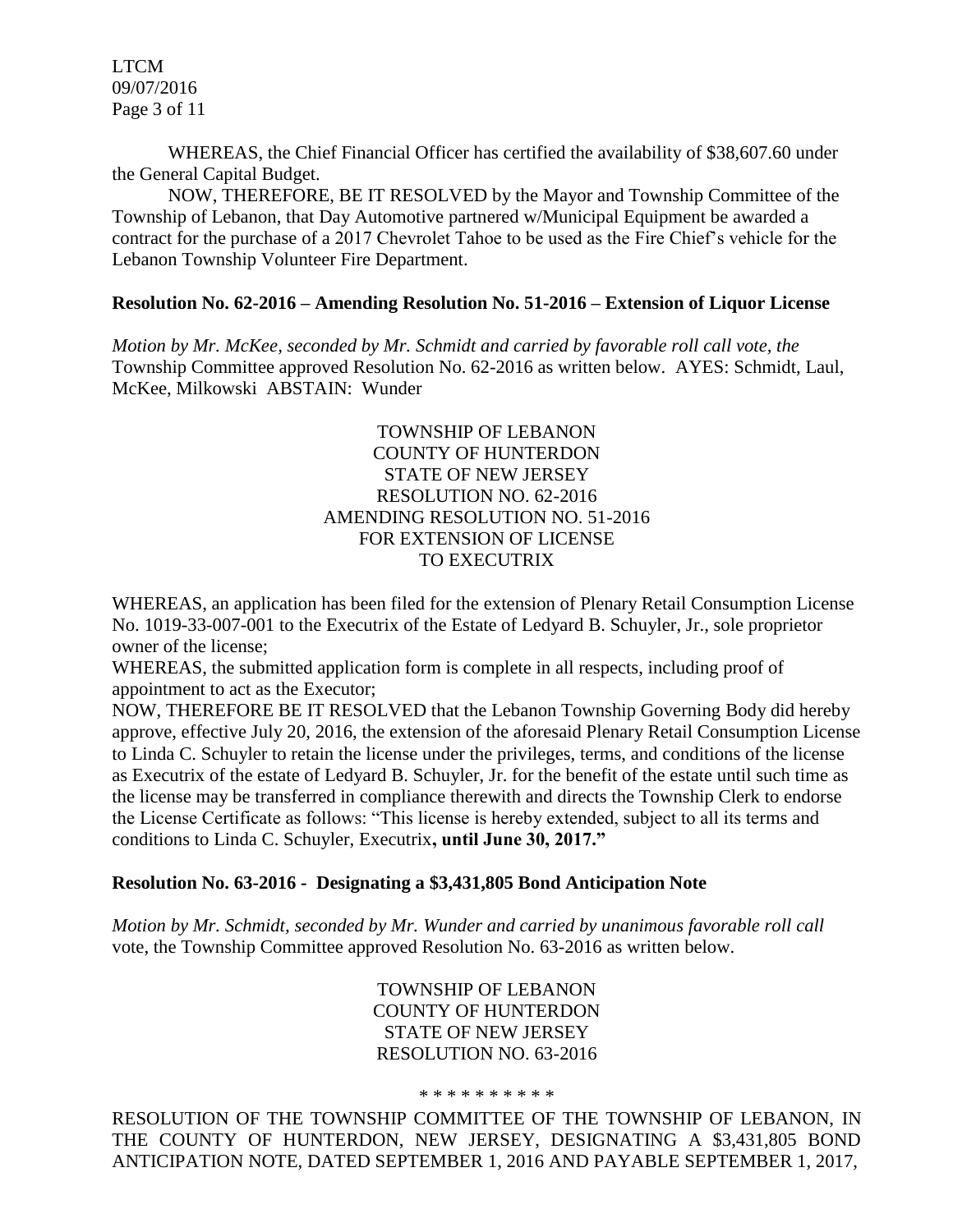WHEREAS, the Chief Financial Officer has certified the availability of $38,607.60 under the General Capital Budget.

NOW, THEREFORE, BE IT RESOLVED by the Mayor and Township Committee of the Township of Lebanon, that Day Automotive partnered w/Municipal Equipment be awarded a contract for the purchase of a 2017 Chevrolet Tahoe to be used as the Fire Chief's vehicle for the Lebanon Township Volunteer Fire Department.

**Resolution No. 62-2016 – Amending Resolution No. 51-2016 – Extension of Liquor License**

*Motion by Mr. McKee, seconded by Mr. Schmidt and carried by favorable roll call vote, the* Township Committee approved Resolution No. 62-2016 as written below. AYES: Schmidt, Laul, McKee, Milkowski ABSTAIN: Wunder

TOWNSHIP OF LEBANON
COUNTY OF HUNTERDON
STATE OF NEW JERSEY
RESOLUTION NO. 62-2016
AMENDING RESOLUTION NO. 51-2016
FOR EXTENSION OF LICENSE
TO EXECUTRIX

WHEREAS, an application has been filed for the extension of Plenary Retail Consumption License No. 1019-33-007-001 to the Executrix of the Estate of Ledyard B. Schuyler, Jr., sole proprietor owner of the license;

WHEREAS, the submitted application form is complete in all respects, including proof of appointment to act as the Executor;

NOW, THEREFORE BE IT RESOLVED that the Lebanon Township Governing Body did hereby approve, effective July 20, 2016, the extension of the aforesaid Plenary Retail Consumption License to Linda C. Schuyler to retain the license under the privileges, terms, and conditions of the license as Executrix of the estate of Ledyard B. Schuyler, Jr. for the benefit of the estate until such time as the license may be transferred in compliance therewith and directs the Township Clerk to endorse the License Certificate as follows: "This license is hereby extended, subject to all its terms and conditions to Linda C. Schuyler, Executrix**, until June 30, 2017."**

**Resolution No. 63-2016 - Designating a $3,431,805 Bond Anticipation Note**

*Motion by Mr. Schmidt, seconded by Mr. Wunder and carried by unanimous favorable roll call* vote, the Township Committee approved Resolution No. 63-2016 as written below.

TOWNSHIP OF LEBANON
COUNTY OF HUNTERDON
STATE OF NEW JERSEY
RESOLUTION NO. 63-2016

* * * * * * * * * *

RESOLUTION OF THE TOWNSHIP COMMITTEE OF THE TOWNSHIP OF LEBANON, IN THE COUNTY OF HUNTERDON, NEW JERSEY, DESIGNATING A $3,431,805 BOND ANTICIPATION NOTE, DATED SEPTEMBER 1, 2016 AND PAYABLE SEPTEMBER 1, 2017,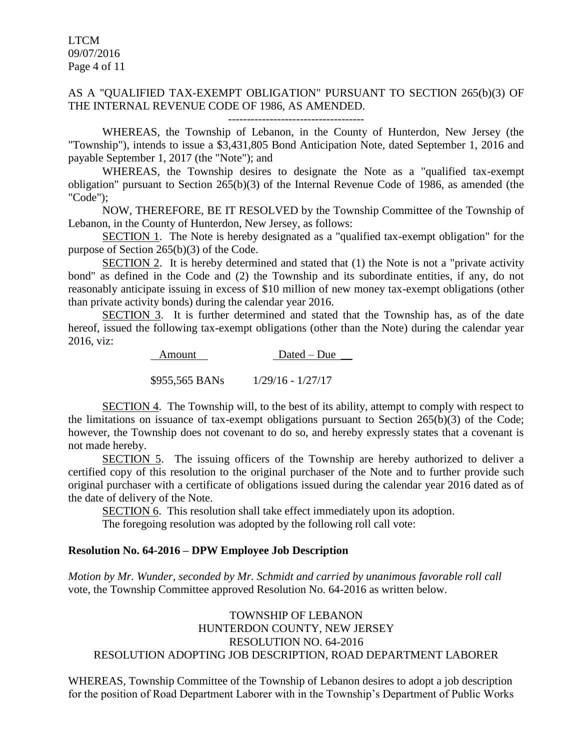AS A "QUALIFIED TAX-EXEMPT OBLIGATION" PURSUANT TO SECTION 265(b)(3) OF THE INTERNAL REVENUE CODE OF 1986, AS AMENDED.

------------------------------------

WHEREAS, the Township of Lebanon, in the County of Hunterdon, New Jersey (the "Township"), intends to issue a $3,431,805 Bond Anticipation Note, dated September 1, 2016 and payable September 1, 2017 (the "Note"); and

WHEREAS, the Township desires to designate the Note as a "qualified tax-exempt obligation" pursuant to Section 265(b)(3) of the Internal Revenue Code of 1986, as amended (the "Code");

NOW, THEREFORE, BE IT RESOLVED by the Township Committee of the Township of Lebanon, in the County of Hunterdon, New Jersey, as follows:

SECTION 1. The Note is hereby designated as a "qualified tax-exempt obligation" for the purpose of Section 265(b)(3) of the Code.

SECTION 2. It is hereby determined and stated that (1) the Note is not a "private activity bond" as defined in the Code and (2) the Township and its subordinate entities, if any, do not reasonably anticipate issuing in excess of $10 million of new money tax-exempt obligations (other than private activity bonds) during the calendar year 2016.

SECTION 3. It is further determined and stated that the Township has, as of the date hereof, issued the following tax-exempt obligations (other than the Note) during the calendar year 2016, viz:

| Amount | Dated – Due |
|---|---|
| $955,565 BANs | 1/29/16 - 1/27/17 |

SECTION 4. The Township will, to the best of its ability, attempt to comply with respect to the limitations on issuance of tax-exempt obligations pursuant to Section 265(b)(3) of the Code; however, the Township does not covenant to do so, and hereby expressly states that a covenant is not made hereby.

SECTION 5. The issuing officers of the Township are hereby authorized to deliver a certified copy of this resolution to the original purchaser of the Note and to further provide such original purchaser with a certificate of obligations issued during the calendar year 2016 dated as of the date of delivery of the Note.

SECTION 6. This resolution shall take effect immediately upon its adoption.

The foregoing resolution was adopted by the following roll call vote:

**Resolution No. 64-2016 – DPW Employee Job Description**

*Motion by Mr. Wunder, seconded by Mr. Schmidt and carried by unanimous favorable roll call* vote, the Township Committee approved Resolution No. 64-2016 as written below.

TOWNSHIP OF LEBANON
HUNTERDON COUNTY, NEW JERSEY
RESOLUTION NO. 64-2016
RESOLUTION ADOPTING JOB DESCRIPTION, ROAD DEPARTMENT LABORER

WHEREAS, Township Committee of the Township of Lebanon desires to adopt a job description for the position of Road Department Laborer with in the Township's Department of Public Works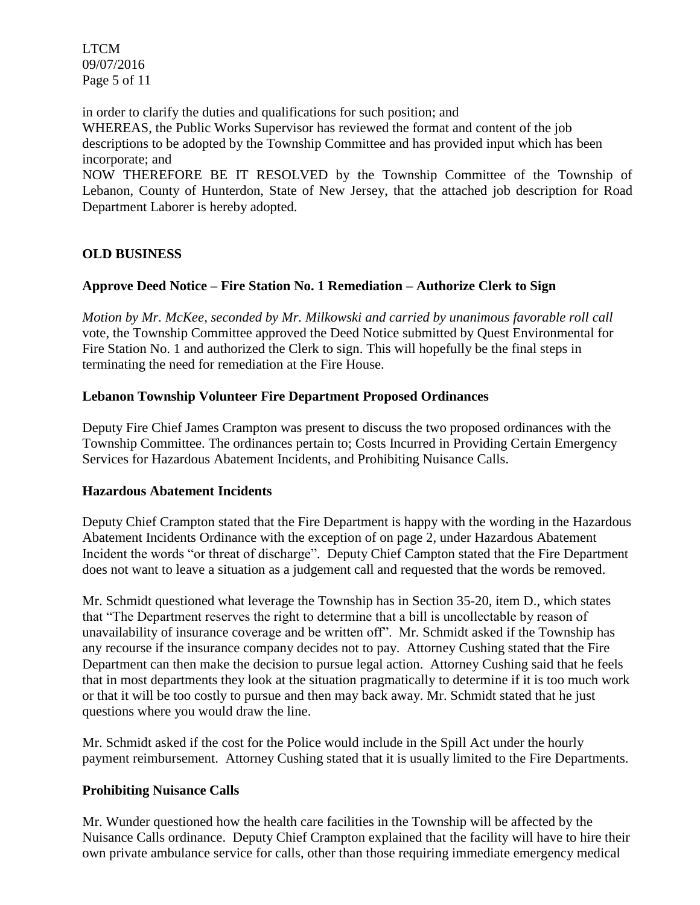in order to clarify the duties and qualifications for such position; and

WHEREAS, the Public Works Supervisor has reviewed the format and content of the job descriptions to be adopted by the Township Committee and has provided input which has been incorporate; and

NOW THEREFORE BE IT RESOLVED by the Township Committee of the Township of Lebanon, County of Hunterdon, State of New Jersey, that the attached job description for Road Department Laborer is hereby adopted.

## OLD BUSINESS

### Approve Deed Notice – Fire Station No. 1 Remediation – Authorize Clerk to Sign

*Motion by Mr. McKee, seconded by Mr. Milkowski and carried by unanimous favorable roll call* vote, the Township Committee approved the Deed Notice submitted by Quest Environmental for Fire Station No. 1 and authorized the Clerk to sign. This will hopefully be the final steps in terminating the need for remediation at the Fire House.

### Lebanon Township Volunteer Fire Department Proposed Ordinances

Deputy Fire Chief James Crampton was present to discuss the two proposed ordinances with the Township Committee. The ordinances pertain to; Costs Incurred in Providing Certain Emergency Services for Hazardous Abatement Incidents, and Prohibiting Nuisance Calls.

### Hazardous Abatement Incidents

Deputy Chief Crampton stated that the Fire Department is happy with the wording in the Hazardous Abatement Incidents Ordinance with the exception of on page 2, under Hazardous Abatement Incident the words "or threat of discharge". Deputy Chief Campton stated that the Fire Department does not want to leave a situation as a judgement call and requested that the words be removed.

Mr. Schmidt questioned what leverage the Township has in Section 35-20, item D., which states that "The Department reserves the right to determine that a bill is uncollectable by reason of unavailability of insurance coverage and be written off". Mr. Schmidt asked if the Township has any recourse if the insurance company decides not to pay. Attorney Cushing stated that the Fire Department can then make the decision to pursue legal action. Attorney Cushing said that he feels that in most departments they look at the situation pragmatically to determine if it is too much work or that it will be too costly to pursue and then may back away. Mr. Schmidt stated that he just questions where you would draw the line.

Mr. Schmidt asked if the cost for the Police would include in the Spill Act under the hourly payment reimbursement. Attorney Cushing stated that it is usually limited to the Fire Departments.

### Prohibiting Nuisance Calls

Mr. Wunder questioned how the health care facilities in the Township will be affected by the Nuisance Calls ordinance. Deputy Chief Crampton explained that the facility will have to hire their own private ambulance service for calls, other than those requiring immediate emergency medical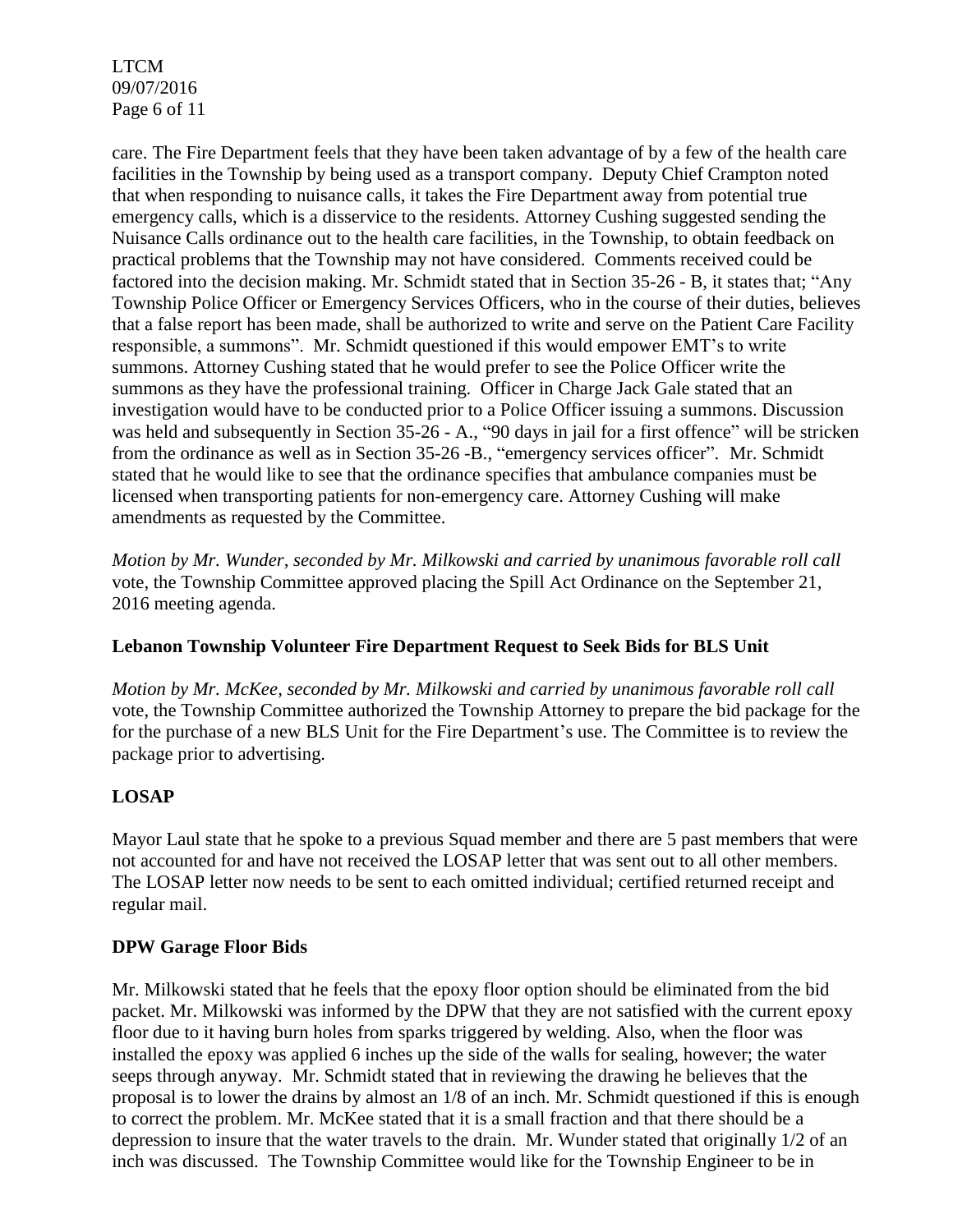care. The Fire Department feels that they have been taken advantage of by a few of the health care facilities in the Township by being used as a transport company. Deputy Chief Crampton noted that when responding to nuisance calls, it takes the Fire Department away from potential true emergency calls, which is a disservice to the residents. Attorney Cushing suggested sending the Nuisance Calls ordinance out to the health care facilities, in the Township, to obtain feedback on practical problems that the Township may not have considered. Comments received could be factored into the decision making. Mr. Schmidt stated that in Section 35-26 - B, it states that; "Any Township Police Officer or Emergency Services Officers, who in the course of their duties, believes that a false report has been made, shall be authorized to write and serve on the Patient Care Facility responsible, a summons". Mr. Schmidt questioned if this would empower EMT's to write summons. Attorney Cushing stated that he would prefer to see the Police Officer write the summons as they have the professional training. Officer in Charge Jack Gale stated that an investigation would have to be conducted prior to a Police Officer issuing a summons. Discussion was held and subsequently in Section 35-26 - A., "90 days in jail for a first offence" will be stricken from the ordinance as well as in Section 35-26 -B., "emergency services officer". Mr. Schmidt stated that he would like to see that the ordinance specifies that ambulance companies must be licensed when transporting patients for non-emergency care. Attorney Cushing will make amendments as requested by the Committee.

*Motion by Mr. Wunder, seconded by Mr. Milkowski and carried by unanimous favorable roll call* vote, the Township Committee approved placing the Spill Act Ordinance on the September 21, 2016 meeting agenda.

**Lebanon Township Volunteer Fire Department Request to Seek Bids for BLS Unit**

*Motion by Mr. McKee, seconded by Mr. Milkowski and carried by unanimous favorable roll call* vote, the Township Committee authorized the Township Attorney to prepare the bid package for the for the purchase of a new BLS Unit for the Fire Department's use. The Committee is to review the package prior to advertising.

**LOSAP**

Mayor Laul state that he spoke to a previous Squad member and there are 5 past members that were not accounted for and have not received the LOSAP letter that was sent out to all other members. The LOSAP letter now needs to be sent to each omitted individual; certified returned receipt and regular mail.

**DPW Garage Floor Bids**

Mr. Milkowski stated that he feels that the epoxy floor option should be eliminated from the bid packet. Mr. Milkowski was informed by the DPW that they are not satisfied with the current epoxy floor due to it having burn holes from sparks triggered by welding. Also, when the floor was installed the epoxy was applied 6 inches up the side of the walls for sealing, however; the water seeps through anyway. Mr. Schmidt stated that in reviewing the drawing he believes that the proposal is to lower the drains by almost an 1/8 of an inch. Mr. Schmidt questioned if this is enough to correct the problem. Mr. McKee stated that it is a small fraction and that there should be a depression to insure that the water travels to the drain. Mr. Wunder stated that originally 1/2 of an inch was discussed. The Township Committee would like for the Township Engineer to be in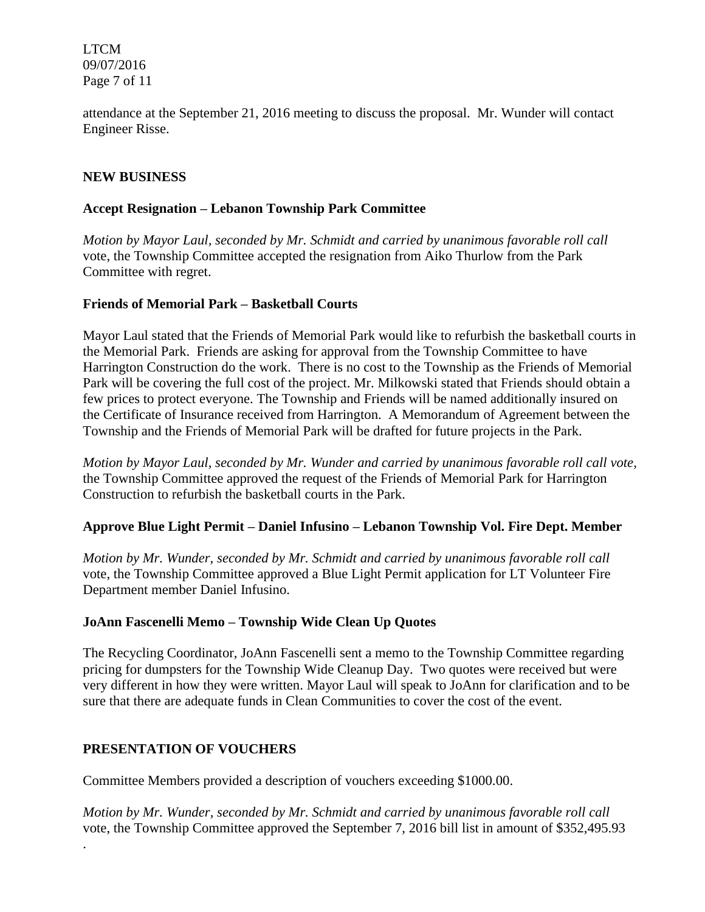attendance at the September 21, 2016 meeting to discuss the proposal. Mr. Wunder will contact Engineer Risse.

## NEW BUSINESS

### Accept Resignation – Lebanon Township Park Committee

*Motion by Mayor Laul, seconded by Mr. Schmidt and carried by unanimous favorable roll call* vote, the Township Committee accepted the resignation from Aiko Thurlow from the Park Committee with regret.

### Friends of Memorial Park – Basketball Courts

Mayor Laul stated that the Friends of Memorial Park would like to refurbish the basketball courts in the Memorial Park. Friends are asking for approval from the Township Committee to have Harrington Construction do the work. There is no cost to the Township as the Friends of Memorial Park will be covering the full cost of the project. Mr. Milkowski stated that Friends should obtain a few prices to protect everyone. The Township and Friends will be named additionally insured on the Certificate of Insurance received from Harrington. A Memorandum of Agreement between the Township and the Friends of Memorial Park will be drafted for future projects in the Park.

*Motion by Mayor Laul, seconded by Mr. Wunder and carried by unanimous favorable roll call vote,* the Township Committee approved the request of the Friends of Memorial Park for Harrington Construction to refurbish the basketball courts in the Park.

### Approve Blue Light Permit – Daniel Infusino – Lebanon Township Vol. Fire Dept. Member

*Motion by Mr. Wunder, seconded by Mr. Schmidt and carried by unanimous favorable roll call* vote, the Township Committee approved a Blue Light Permit application for LT Volunteer Fire Department member Daniel Infusino.

### JoAnn Fascenelli Memo – Township Wide Clean Up Quotes

The Recycling Coordinator, JoAnn Fascenelli sent a memo to the Township Committee regarding pricing for dumpsters for the Township Wide Cleanup Day. Two quotes were received but were very different in how they were written. Mayor Laul will speak to JoAnn for clarification and to be sure that there are adequate funds in Clean Communities to cover the cost of the event.

## PRESENTATION OF VOUCHERS

Committee Members provided a description of vouchers exceeding $1000.00.

*Motion by Mr. Wunder, seconded by Mr. Schmidt and carried by unanimous favorable roll call* vote, the Township Committee approved the September 7, 2016 bill list in amount of $352,495.93
.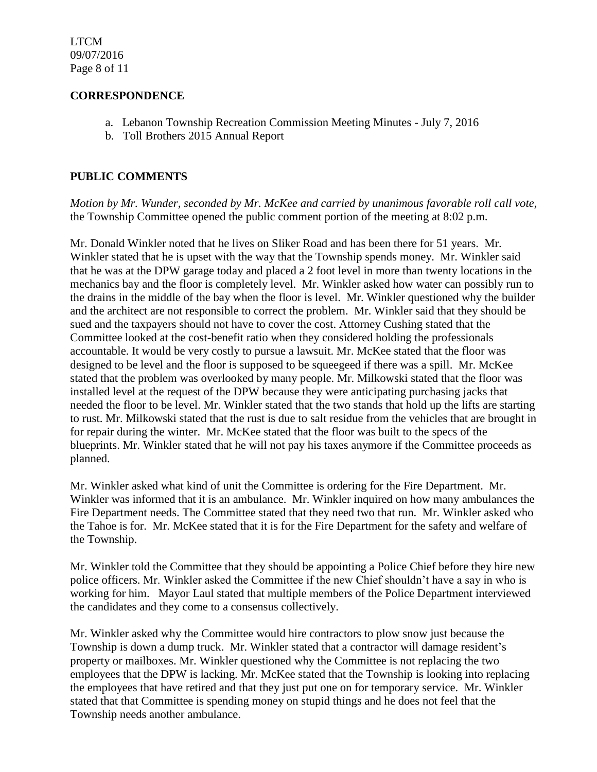## CORRESPONDENCE

a. Lebanon Township Recreation Commission Meeting Minutes - July 7, 2016
b. Toll Brothers 2015 Annual Report

## PUBLIC COMMENTS

*Motion by Mr. Wunder, seconded by Mr. McKee and carried by unanimous favorable roll call vote,* the Township Committee opened the public comment portion of the meeting at 8:02 p.m.

Mr. Donald Winkler noted that he lives on Sliker Road and has been there for 51 years. Mr. Winkler stated that he is upset with the way that the Township spends money. Mr. Winkler said that he was at the DPW garage today and placed a 2 foot level in more than twenty locations in the mechanics bay and the floor is completely level. Mr. Winkler asked how water can possibly run to the drains in the middle of the bay when the floor is level. Mr. Winkler questioned why the builder and the architect are not responsible to correct the problem. Mr. Winkler said that they should be sued and the taxpayers should not have to cover the cost. Attorney Cushing stated that the Committee looked at the cost-benefit ratio when they considered holding the professionals accountable. It would be very costly to pursue a lawsuit. Mr. McKee stated that the floor was designed to be level and the floor is supposed to be squeegeed if there was a spill. Mr. McKee stated that the problem was overlooked by many people. Mr. Milkowski stated that the floor was installed level at the request of the DPW because they were anticipating purchasing jacks that needed the floor to be level. Mr. Winkler stated that the two stands that hold up the lifts are starting to rust. Mr. Milkowski stated that the rust is due to salt residue from the vehicles that are brought in for repair during the winter. Mr. McKee stated that the floor was built to the specs of the blueprints. Mr. Winkler stated that he will not pay his taxes anymore if the Committee proceeds as planned.

Mr. Winkler asked what kind of unit the Committee is ordering for the Fire Department. Mr. Winkler was informed that it is an ambulance. Mr. Winkler inquired on how many ambulances the Fire Department needs. The Committee stated that they need two that run. Mr. Winkler asked who the Tahoe is for. Mr. McKee stated that it is for the Fire Department for the safety and welfare of the Township.

Mr. Winkler told the Committee that they should be appointing a Police Chief before they hire new police officers. Mr. Winkler asked the Committee if the new Chief shouldn't have a say in who is working for him. Mayor Laul stated that multiple members of the Police Department interviewed the candidates and they come to a consensus collectively.

Mr. Winkler asked why the Committee would hire contractors to plow snow just because the Township is down a dump truck. Mr. Winkler stated that a contractor will damage resident's property or mailboxes. Mr. Winkler questioned why the Committee is not replacing the two employees that the DPW is lacking. Mr. McKee stated that the Township is looking into replacing the employees that have retired and that they just put one on for temporary service. Mr. Winkler stated that that Committee is spending money on stupid things and he does not feel that the Township needs another ambulance.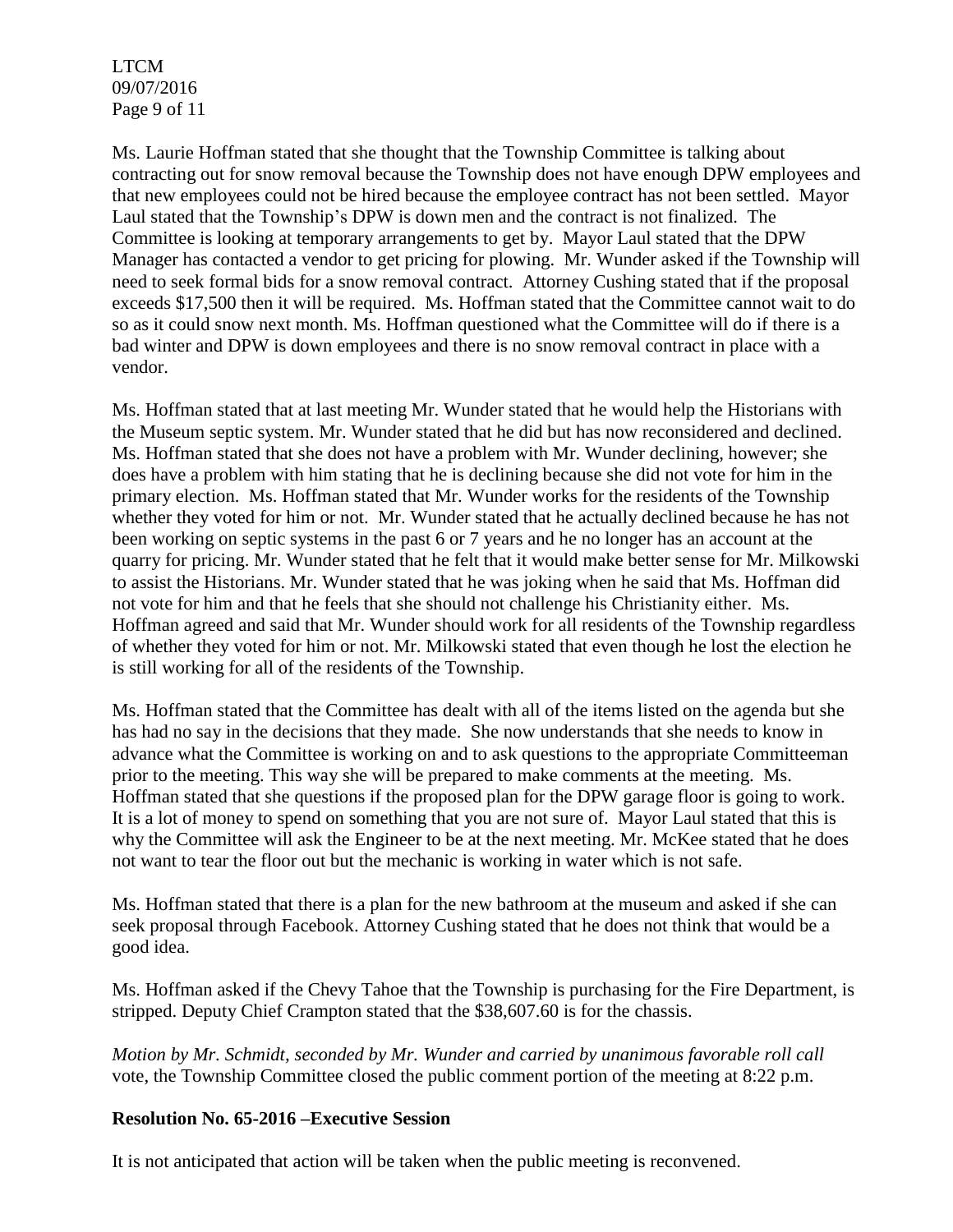Ms. Laurie Hoffman stated that she thought that the Township Committee is talking about contracting out for snow removal because the Township does not have enough DPW employees and that new employees could not be hired because the employee contract has not been settled. Mayor Laul stated that the Township's DPW is down men and the contract is not finalized. The Committee is looking at temporary arrangements to get by. Mayor Laul stated that the DPW Manager has contacted a vendor to get pricing for plowing. Mr. Wunder asked if the Township will need to seek formal bids for a snow removal contract. Attorney Cushing stated that if the proposal exceeds $17,500 then it will be required. Ms. Hoffman stated that the Committee cannot wait to do so as it could snow next month. Ms. Hoffman questioned what the Committee will do if there is a bad winter and DPW is down employees and there is no snow removal contract in place with a vendor.

Ms. Hoffman stated that at last meeting Mr. Wunder stated that he would help the Historians with the Museum septic system. Mr. Wunder stated that he did but has now reconsidered and declined. Ms. Hoffman stated that she does not have a problem with Mr. Wunder declining, however; she does have a problem with him stating that he is declining because she did not vote for him in the primary election. Ms. Hoffman stated that Mr. Wunder works for the residents of the Township whether they voted for him or not. Mr. Wunder stated that he actually declined because he has not been working on septic systems in the past 6 or 7 years and he no longer has an account at the quarry for pricing. Mr. Wunder stated that he felt that it would make better sense for Mr. Milkowski to assist the Historians. Mr. Wunder stated that he was joking when he said that Ms. Hoffman did not vote for him and that he feels that she should not challenge his Christianity either. Ms. Hoffman agreed and said that Mr. Wunder should work for all residents of the Township regardless of whether they voted for him or not. Mr. Milkowski stated that even though he lost the election he is still working for all of the residents of the Township.

Ms. Hoffman stated that the Committee has dealt with all of the items listed on the agenda but she has had no say in the decisions that they made. She now understands that she needs to know in advance what the Committee is working on and to ask questions to the appropriate Committeeman prior to the meeting. This way she will be prepared to make comments at the meeting. Ms. Hoffman stated that she questions if the proposed plan for the DPW garage floor is going to work. It is a lot of money to spend on something that you are not sure of. Mayor Laul stated that this is why the Committee will ask the Engineer to be at the next meeting. Mr. McKee stated that he does not want to tear the floor out but the mechanic is working in water which is not safe.

Ms. Hoffman stated that there is a plan for the new bathroom at the museum and asked if she can seek proposal through Facebook. Attorney Cushing stated that he does not think that would be a good idea.

Ms. Hoffman asked if the Chevy Tahoe that the Township is purchasing for the Fire Department, is stripped. Deputy Chief Crampton stated that the $38,607.60 is for the chassis.

*Motion by Mr. Schmidt, seconded by Mr. Wunder and carried by unanimous favorable roll call* vote, the Township Committee closed the public comment portion of the meeting at 8:22 p.m.

**Resolution No. 65-2016 –Executive Session**

It is not anticipated that action will be taken when the public meeting is reconvened.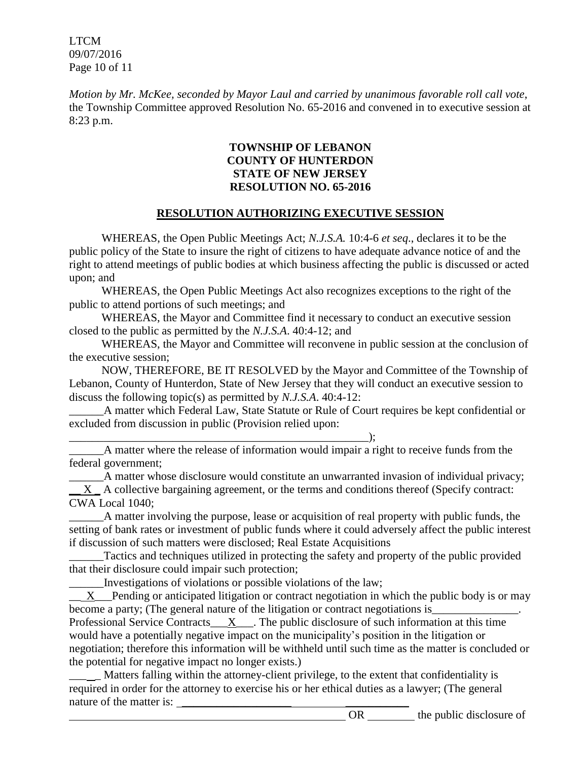*Motion by Mr. McKee, seconded by Mayor Laul and carried by unanimous favorable roll call vote*, the Township Committee approved Resolution No. 65-2016 and convened in to executive session at 8:23 p.m.

**TOWNSHIP OF LEBANON**
**COUNTY OF HUNTERDON**
**STATE OF NEW JERSEY**
**RESOLUTION NO. 65-2016**

**RESOLUTION AUTHORIZING EXECUTIVE SESSION**

WHEREAS, the Open Public Meetings Act; *N.J.S.A.* 10:4-6 *et seq*., declares it to be the public policy of the State to insure the right of citizens to have adequate advance notice of and the right to attend meetings of public bodies at which business affecting the public is discussed or acted upon; and

WHEREAS, the Open Public Meetings Act also recognizes exceptions to the right of the public to attend portions of such meetings; and

WHEREAS, the Mayor and Committee find it necessary to conduct an executive session closed to the public as permitted by the *N.J.S.A*. 40:4-12; and

WHEREAS, the Mayor and Committee will reconvene in public session at the conclusion of the executive session;

NOW, THEREFORE, BE IT RESOLVED by the Mayor and Committee of the Township of Lebanon, County of Hunterdon, State of New Jersey that they will conduct an executive session to discuss the following topic(s) as permitted by *N.J.S.A*. 40:4-12:

______A matter which Federal Law, State Statute or Rule of Court requires be kept confidential or excluded from discussion in public (Provision relied upon: ______________________________________________________);

______A matter where the release of information would impair a right to receive funds from the federal government;

______A matter whose disclosure would constitute an unwarranted invasion of individual privacy;

__X_ A collective bargaining agreement, or the terms and conditions thereof (Specify contract: CWA Local 1040;

______A matter involving the purpose, lease or acquisition of real property with public funds, the setting of bank rates or investment of public funds where it could adversely affect the public interest if discussion of such matters were disclosed; Real Estate Acquisitions

______Tactics and techniques utilized in protecting the safety and property of the public provided that their disclosure could impair such protection;

______Investigations of violations or possible violations of the law;

__X___Pending or anticipated litigation or contract negotiation in which the public body is or may become a party; (The general nature of the litigation or contract negotiations is_______________. Professional Service Contracts___X___. The public disclosure of such information at this time would have a potentially negative impact on the municipality's position in the litigation or negotiation; therefore this information will be withheld until such time as the matter is concluded or the potential for negative impact no longer exists.)

_____ Matters falling within the attorney-client privilege, to the extent that confidentiality is required in order for the attorney to exercise his or her ethical duties as a lawyer; (The general nature of the matter is: ______________________________

__________________________________________________ OR ________ the public disclosure of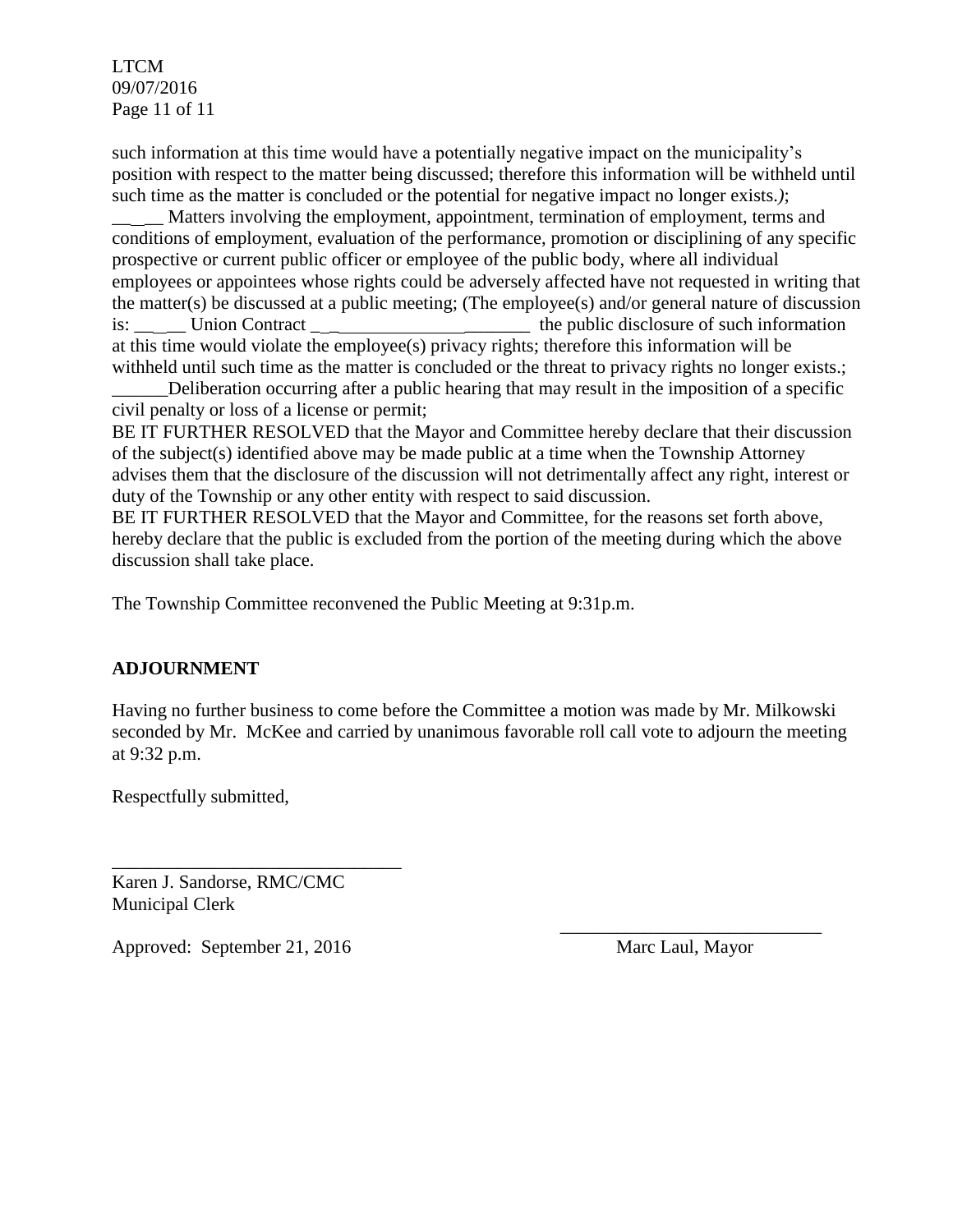such information at this time would have a potentially negative impact on the municipality's position with respect to the matter being discussed; therefore this information will be withheld until such time as the matter is concluded or the potential for negative impact no longer exists.*)*;

_____ Matters involving the employment, appointment, termination of employment, terms and conditions of employment, evaluation of the performance, promotion or disciplining of any specific prospective or current public officer or employee of the public body, where all individual employees or appointees whose rights could be adversely affected have not requested in writing that the matter(s) be discussed at a public meeting; (The employee(s) and/or general nature of discussion is: _____ Union Contract ______________________ the public disclosure of such information at this time would violate the employee(s) privacy rights; therefore this information will be withheld until such time as the matter is concluded or the threat to privacy rights no longer exists.;

______Deliberation occurring after a public hearing that may result in the imposition of a specific civil penalty or loss of a license or permit;

BE IT FURTHER RESOLVED that the Mayor and Committee hereby declare that their discussion of the subject(s) identified above may be made public at a time when the Township Attorney advises them that the disclosure of the discussion will not detrimentally affect any right, interest or duty of the Township or any other entity with respect to said discussion.

BE IT FURTHER RESOLVED that the Mayor and Committee, for the reasons set forth above, hereby declare that the public is excluded from the portion of the meeting during which the above discussion shall take place.

The Township Committee reconvened the Public Meeting at 9:31p.m.

## ADJOURNMENT

Having no further business to come before the Committee a motion was made by Mr. Milkowski seconded by Mr. McKee and carried by unanimous favorable roll call vote to adjourn the meeting at 9:32 p.m.

Respectfully submitted,

_______________________________
Karen J. Sandorse, RMC/CMC
Municipal Clerk

Approved: September 21, 2016

_______________________________
Marc Laul, Mayor